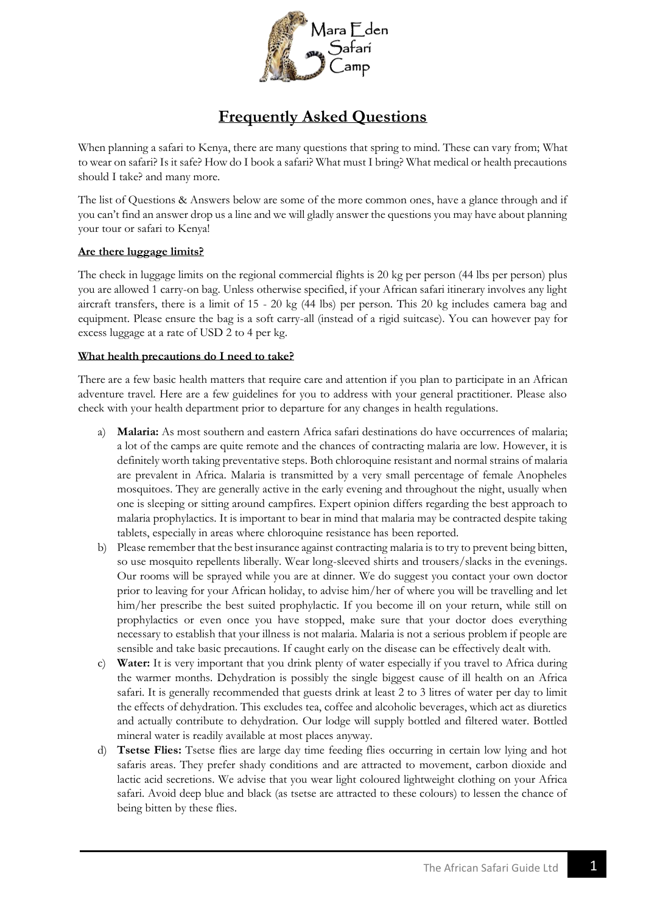# Frequently Asked Questions

When planning a safari to Kenya, there are many questions that spring to mind. These can vary from; What to wear on safari? Is it safe? How do I book a safari? What must I bring? What medical or health precautions should I take? and many more.

The list of Questions & Answers below are some of the more common ones, have a glance through and if you can't find an answer drop us a line and we will gladly answer the questions you may have about planning your tour or safari to Kenya!

**Are there luggage limits?**

The check in luggage limits on the regional commercial flights is 20 kg per person (44 lbs per person) plus you are allowed 1 carry-on bag. Unless otherwise specified, if your African safari itinerary involves any light aircraft transfers, there is a limit of 15 - 20 kg (44 lbs) per person. This 20 kg includes camera bag and equipment. Please ensure the bag is a soft carry-all (instead of a rigid suitcase). You can however pay for excess luggage at a rate of USD 2 to 4 per kg.

**What health precautions do I need to take?**

There are a few basic health matters that require care and attention if you plan to participate in an African adventure travel. Here are a few guidelines for you to address with your general practitioner. Please also check with your health department prior to departure for any changes in health regulations.

a) **Malaria:** As most southern and eastern Africa safari destinations do have occurrences of malaria; a lot of the camps are quite remote and the chances of contracting malaria are low. However, it is definitely worth taking preventative steps. Both chloroquine resistant and normal strains of malaria are prevalent in Africa. Malaria is transmitted by a very small percentage of female Anopheles mosquitoes. They are generally active in the early evening and throughout the night, usually when one is sleeping or sitting around campfires. Expert opinion differs regarding the best approach to malaria prophylactics. It is important to bear in mind that malaria may be contracted despite taking tablets, especially in areas where chloroquine resistance has been reported.

b) Please remember that the best insurance against contracting malaria is to try to prevent being bitten, so use mosquito repellents liberally. Wear long-sleeved shirts and trousers/slacks in the evenings. Our rooms will be sprayed while you are at dinner. We do suggest you contact your own doctor prior to leaving for your African holiday, to advise him/her of where you will be travelling and let him/her prescribe the best suited prophylactic. If you become ill on your return, while still on prophylactics or even once you have stopped, make sure that your doctor does everything necessary to establish that your illness is not malaria. Malaria is not a serious problem if people are sensible and take basic precautions. If caught early on the disease can be effectively dealt with.

c) **Water:** It is very important that you drink plenty of water especially if you travel to Africa during the warmer months. Dehydration is possibly the single biggest cause of ill health on an Africa safari. It is generally recommended that guests drink at least 2 to 3 litres of water per day to limit the effects of dehydration. This excludes tea, coffee and alcoholic beverages, which act as diuretics and actually contribute to dehydration. Our lodge will supply bottled and filtered water. Bottled mineral water is readily available at most places anyway.

d) **Tsetse Flies:** Tsetse flies are large day time feeding flies occurring in certain low lying and hot safaris areas. They prefer shady conditions and are attracted to movement, carbon dioxide and lactic acid secretions. We advise that you wear light coloured lightweight clothing on your Africa safari. Avoid deep blue and black (as tsetse are attracted to these colours) to lessen the chance of being bitten by these flies.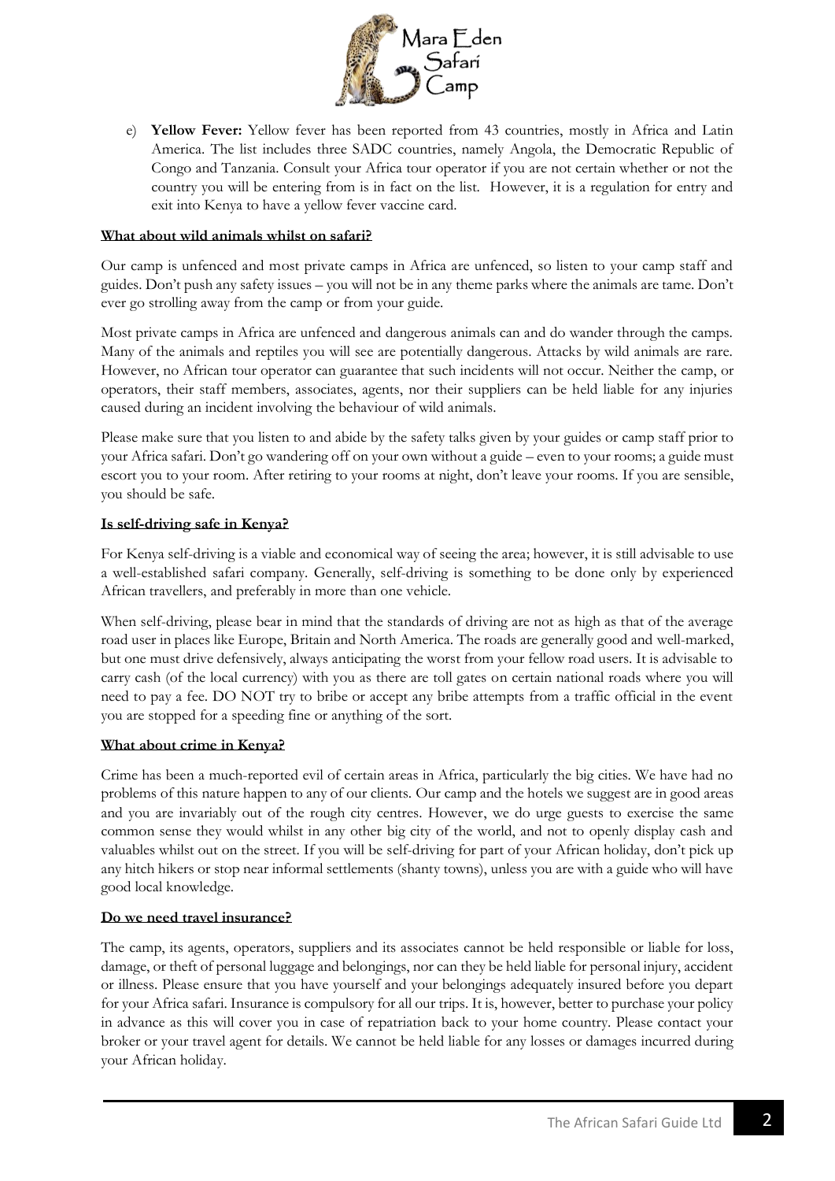e) **Yellow Fever:** Yellow fever has been reported from 43 countries, mostly in Africa and Latin America. The list includes three SADC countries, namely Angola, the Democratic Republic of Congo and Tanzania. Consult your Africa tour operator if you are not certain whether or not the country you will be entering from is in fact on the list. However, it is a regulation for entry and exit into Kenya to have a yellow fever vaccine card.

**What about wild animals whilst on safari?**

Our camp is unfenced and most private camps in Africa are unfenced, so listen to your camp staff and guides. Don't push any safety issues – you will not be in any theme parks where the animals are tame. Don't ever go strolling away from the camp or from your guide.

Most private camps in Africa are unfenced and dangerous animals can and do wander through the camps. Many of the animals and reptiles you will see are potentially dangerous. Attacks by wild animals are rare. However, no African tour operator can guarantee that such incidents will not occur. Neither the camp, or operators, their staff members, associates, agents, nor their suppliers can be held liable for any injuries caused during an incident involving the behaviour of wild animals.

Please make sure that you listen to and abide by the safety talks given by your guides or camp staff prior to your Africa safari. Don't go wandering off on your own without a guide – even to your rooms; a guide must escort you to your room. After retiring to your rooms at night, don't leave your rooms. If you are sensible, you should be safe.

**Is self-driving safe in Kenya?**

For Kenya self-driving is a viable and economical way of seeing the area; however, it is still advisable to use a well-established safari company. Generally, self-driving is something to be done only by experienced African travellers, and preferably in more than one vehicle.

When self-driving, please bear in mind that the standards of driving are not as high as that of the average road user in places like Europe, Britain and North America. The roads are generally good and well-marked, but one must drive defensively, always anticipating the worst from your fellow road users. It is advisable to carry cash (of the local currency) with you as there are toll gates on certain national roads where you will need to pay a fee. DO NOT try to bribe or accept any bribe attempts from a traffic official in the event you are stopped for a speeding fine or anything of the sort.

**What about crime in Kenya?**

Crime has been a much-reported evil of certain areas in Africa, particularly the big cities. We have had no problems of this nature happen to any of our clients. Our camp and the hotels we suggest are in good areas and you are invariably out of the rough city centres. However, we do urge guests to exercise the same common sense they would whilst in any other big city of the world, and not to openly display cash and valuables whilst out on the street. If you will be self-driving for part of your African holiday, don't pick up any hitch hikers or stop near informal settlements (shanty towns), unless you are with a guide who will have good local knowledge.

**Do we need travel insurance?**

The camp, its agents, operators, suppliers and its associates cannot be held responsible or liable for loss, damage, or theft of personal luggage and belongings, nor can they be held liable for personal injury, accident or illness. Please ensure that you have yourself and your belongings adequately insured before you depart for your Africa safari. Insurance is compulsory for all our trips. It is, however, better to purchase your policy in advance as this will cover you in case of repatriation back to your home country. Please contact your broker or your travel agent for details. We cannot be held liable for any losses or damages incurred during your African holiday.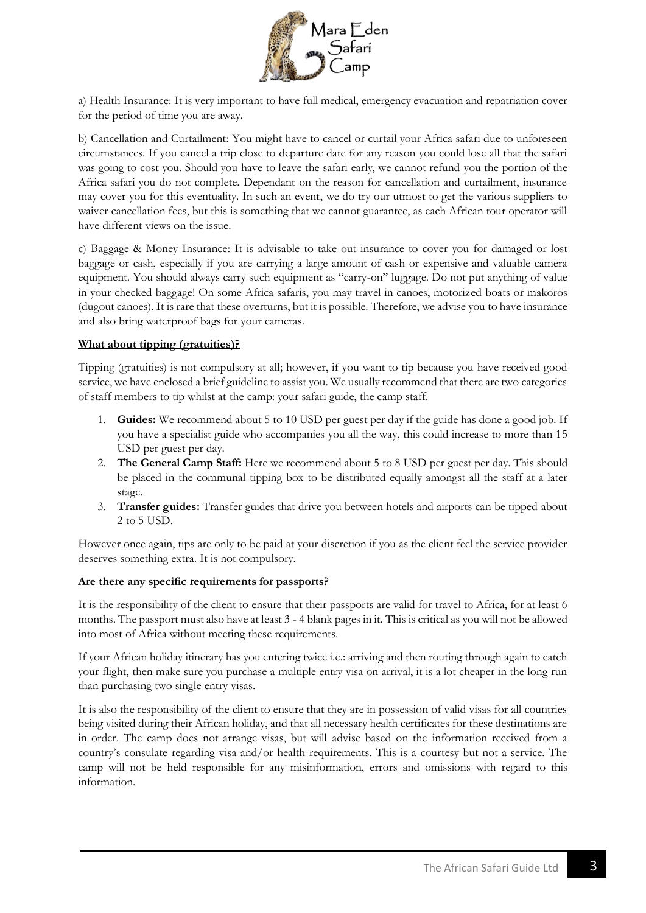a) Health Insurance: It is very important to have full medical, emergency evacuation and repatriation cover for the period of time you are away.

b) Cancellation and Curtailment: You might have to cancel or curtail your Africa safari due to unforeseen circumstances. If you cancel a trip close to departure date for any reason you could lose all that the safari was going to cost you. Should you have to leave the safari early, we cannot refund you the portion of the Africa safari you do not complete. Dependant on the reason for cancellation and curtailment, insurance may cover you for this eventuality. In such an event, we do try our utmost to get the various suppliers to waiver cancellation fees, but this is something that we cannot guarantee, as each African tour operator will have different views on the issue.

c) Baggage & Money Insurance: It is advisable to take out insurance to cover you for damaged or lost baggage or cash, especially if you are carrying a large amount of cash or expensive and valuable camera equipment. You should always carry such equipment as "carry-on" luggage. Do not put anything of value in your checked baggage! On some Africa safaris, you may travel in canoes, motorized boats or makoros (dugout canoes). It is rare that these overturns, but it is possible. Therefore, we advise you to have insurance and also bring waterproof bags for your cameras.

**<u>What about tipping (gratuities)?</u>**

Tipping (gratuities) is not compulsory at all; however, if you want to tip because you have received good service, we have enclosed a brief guideline to assist you. We usually recommend that there are two categories of staff members to tip whilst at the camp: your safari guide, the camp staff.

1. **Guides:** We recommend about 5 to 10 USD per guest per day if the guide has done a good job. If you have a specialist guide who accompanies you all the way, this could increase to more than 15 USD per guest per day.
2. **The General Camp Staff:** Here we recommend about 5 to 8 USD per guest per day. This should be placed in the communal tipping box to be distributed equally amongst all the staff at a later stage.
3. **Transfer guides:** Transfer guides that drive you between hotels and airports can be tipped about 2 to 5 USD.

However once again, tips are only to be paid at your discretion if you as the client feel the service provider deserves something extra. It is not compulsory.

**<u>Are there any specific requirements for passports?</u>**

It is the responsibility of the client to ensure that their passports are valid for travel to Africa, for at least 6 months. The passport must also have at least 3 - 4 blank pages in it. This is critical as you will not be allowed into most of Africa without meeting these requirements.

If your African holiday itinerary has you entering twice i.e.: arriving and then routing through again to catch your flight, then make sure you purchase a multiple entry visa on arrival, it is a lot cheaper in the long run than purchasing two single entry visas.

It is also the responsibility of the client to ensure that they are in possession of valid visas for all countries being visited during their African holiday, and that all necessary health certificates for these destinations are in order. The camp does not arrange visas, but will advise based on the information received from a country's consulate regarding visa and/or health requirements. This is a courtesy but not a service. The camp will not be held responsible for any misinformation, errors and omissions with regard to this information.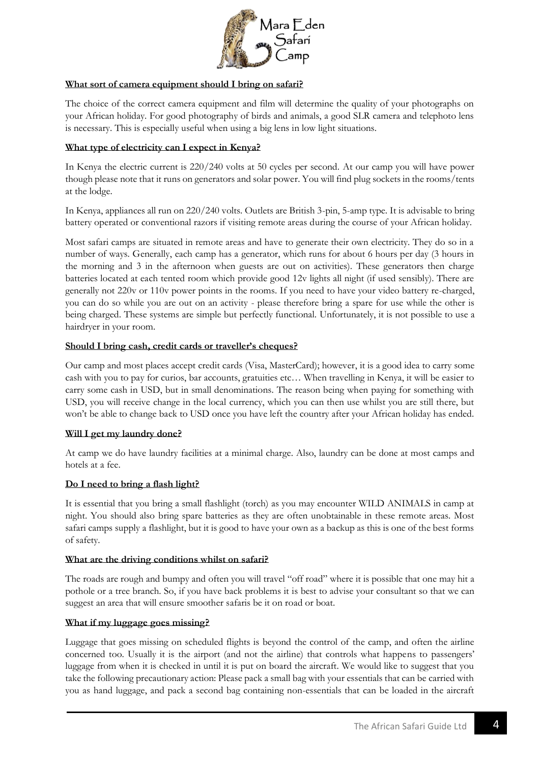**What sort of camera equipment should I bring on safari?**

The choice of the correct camera equipment and film will determine the quality of your photographs on your African holiday. For good photography of birds and animals, a good SLR camera and telephoto lens is necessary. This is especially useful when using a big lens in low light situations.

**What type of electricity can I expect in Kenya?**

In Kenya the electric current is 220/240 volts at 50 cycles per second. At our camp you will have power though please note that it runs on generators and solar power. You will find plug sockets in the rooms/tents at the lodge.

In Kenya, appliances all run on 220/240 volts. Outlets are British 3-pin, 5-amp type. It is advisable to bring battery operated or conventional razors if visiting remote areas during the course of your African holiday.

Most safari camps are situated in remote areas and have to generate their own electricity. They do so in a number of ways. Generally, each camp has a generator, which runs for about 6 hours per day (3 hours in the morning and 3 in the afternoon when guests are out on activities). These generators then charge batteries located at each tented room which provide good 12v lights all night (if used sensibly). There are generally not 220v or 110v power points in the rooms. If you need to have your video battery re-charged, you can do so while you are out on an activity - please therefore bring a spare for use while the other is being charged. These systems are simple but perfectly functional. Unfortunately, it is not possible to use a hairdryer in your room.

**Should I bring cash, credit cards or traveller's cheques?**

Our camp and most places accept credit cards (Visa, MasterCard); however, it is a good idea to carry some cash with you to pay for curios, bar accounts, gratuities etc… When travelling in Kenya, it will be easier to carry some cash in USD, but in small denominations. The reason being when paying for something with USD, you will receive change in the local currency, which you can then use whilst you are still there, but won't be able to change back to USD once you have left the country after your African holiday has ended.

**Will I get my laundry done?**

At camp we do have laundry facilities at a minimal charge. Also, laundry can be done at most camps and hotels at a fee.

**Do I need to bring a flash light?**

It is essential that you bring a small flashlight (torch) as you may encounter WILD ANIMALS in camp at night. You should also bring spare batteries as they are often unobtainable in these remote areas. Most safari camps supply a flashlight, but it is good to have your own as a backup as this is one of the best forms of safety.

**What are the driving conditions whilst on safari?**

The roads are rough and bumpy and often you will travel "off road" where it is possible that one may hit a pothole or a tree branch. So, if you have back problems it is best to advise your consultant so that we can suggest an area that will ensure smoother safaris be it on road or boat.

**What if my luggage goes missing?**

Luggage that goes missing on scheduled flights is beyond the control of the camp, and often the airline concerned too. Usually it is the airport (and not the airline) that controls what happens to passengers' luggage from when it is checked in until it is put on board the aircraft. We would like to suggest that you take the following precautionary action: Please pack a small bag with your essentials that can be carried with you as hand luggage, and pack a second bag containing non-essentials that can be loaded in the aircraft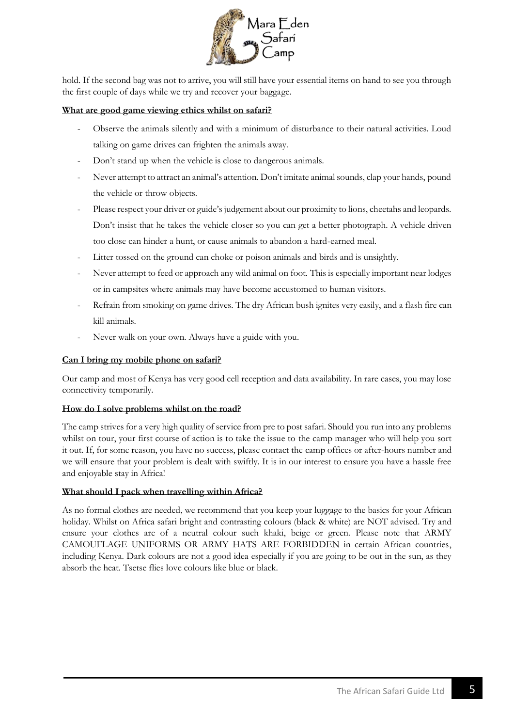hold. If the second bag was not to arrive, you will still have your essential items on hand to see you through the first couple of days while we try and recover your baggage.

**What are good game viewing ethics whilst on safari?**

- Observe the animals silently and with a minimum of disturbance to their natural activities. Loud talking on game drives can frighten the animals away.
- Don't stand up when the vehicle is close to dangerous animals.
- Never attempt to attract an animal's attention. Don't imitate animal sounds, clap your hands, pound the vehicle or throw objects.
- Please respect your driver or guide's judgement about our proximity to lions, cheetahs and leopards. Don't insist that he takes the vehicle closer so you can get a better photograph. A vehicle driven too close can hinder a hunt, or cause animals to abandon a hard-earned meal.
- Litter tossed on the ground can choke or poison animals and birds and is unsightly.
- Never attempt to feed or approach any wild animal on foot. This is especially important near lodges or in campsites where animals may have become accustomed to human visitors.
- Refrain from smoking on game drives. The dry African bush ignites very easily, and a flash fire can kill animals.
- Never walk on your own. Always have a guide with you.

**Can I bring my mobile phone on safari?**

Our camp and most of Kenya has very good cell reception and data availability. In rare cases, you may lose connectivity temporarily.

**How do I solve problems whilst on the road?**

The camp strives for a very high quality of service from pre to post safari. Should you run into any problems whilst on tour, your first course of action is to take the issue to the camp manager who will help you sort it out. If, for some reason, you have no success, please contact the camp offices or after-hours number and we will ensure that your problem is dealt with swiftly. It is in our interest to ensure you have a hassle free and enjoyable stay in Africa!

**What should I pack when travelling within Africa?**

As no formal clothes are needed, we recommend that you keep your luggage to the basics for your African holiday. Whilst on Africa safari bright and contrasting colours (black & white) are NOT advised. Try and ensure your clothes are of a neutral colour such khaki, beige or green. Please note that ARMY CAMOUFLAGE UNIFORMS OR ARMY HATS ARE FORBIDDEN in certain African countries, including Kenya. Dark colours are not a good idea especially if you are going to be out in the sun, as they absorb the heat. Tsetse flies love colours like blue or black.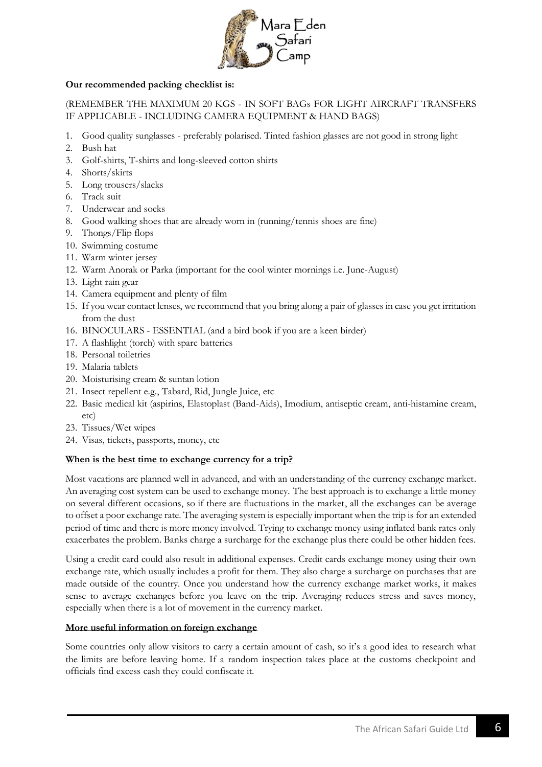**Our recommended packing checklist is:**

(REMEMBER THE MAXIMUM 20 KGS - IN SOFT BAGs FOR LIGHT AIRCRAFT TRANSFERS IF APPLICABLE - INCLUDING CAMERA EQUIPMENT & HAND BAGS)

1. Good quality sunglasses - preferably polarised. Tinted fashion glasses are not good in strong light
2. Bush hat
3. Golf-shirts, T-shirts and long-sleeved cotton shirts
4. Shorts/skirts
5. Long trousers/slacks
6. Track suit
7. Underwear and socks
8. Good walking shoes that are already worn in (running/tennis shoes are fine)
9. Thongs/Flip flops
10. Swimming costume
11. Warm winter jersey
12. Warm Anorak or Parka (important for the cool winter mornings i.e. June-August)
13. Light rain gear
14. Camera equipment and plenty of film
15. If you wear contact lenses, we recommend that you bring along a pair of glasses in case you get irritation from the dust
16. BINOCULARS - ESSENTIAL (and a bird book if you are a keen birder)
17. A flashlight (torch) with spare batteries
18. Personal toiletries
19. Malaria tablets
20. Moisturising cream & suntan lotion
21. Insect repellent e.g., Tabard, Rid, Jungle Juice, etc
22. Basic medical kit (aspirins, Elastoplast (Band-Aids), Imodium, antiseptic cream, anti-histamine cream, etc)
23. Tissues/Wet wipes
24. Visas, tickets, passports, money, etc

**When is the best time to exchange currency for a trip?**

Most vacations are planned well in advanced, and with an understanding of the currency exchange market. An averaging cost system can be used to exchange money. The best approach is to exchange a little money on several different occasions, so if there are fluctuations in the market, all the exchanges can be average to offset a poor exchange rate. The averaging system is especially important when the trip is for an extended period of time and there is more money involved. Trying to exchange money using inflated bank rates only exacerbates the problem. Banks charge a surcharge for the exchange plus there could be other hidden fees.

Using a credit card could also result in additional expenses. Credit cards exchange money using their own exchange rate, which usually includes a profit for them. They also charge a surcharge on purchases that are made outside of the country. Once you understand how the currency exchange market works, it makes sense to average exchanges before you leave on the trip. Averaging reduces stress and saves money, especially when there is a lot of movement in the currency market.

**More useful information on foreign exchange**

Some countries only allow visitors to carry a certain amount of cash, so it's a good idea to research what the limits are before leaving home. If a random inspection takes place at the customs checkpoint and officials find excess cash they could confiscate it.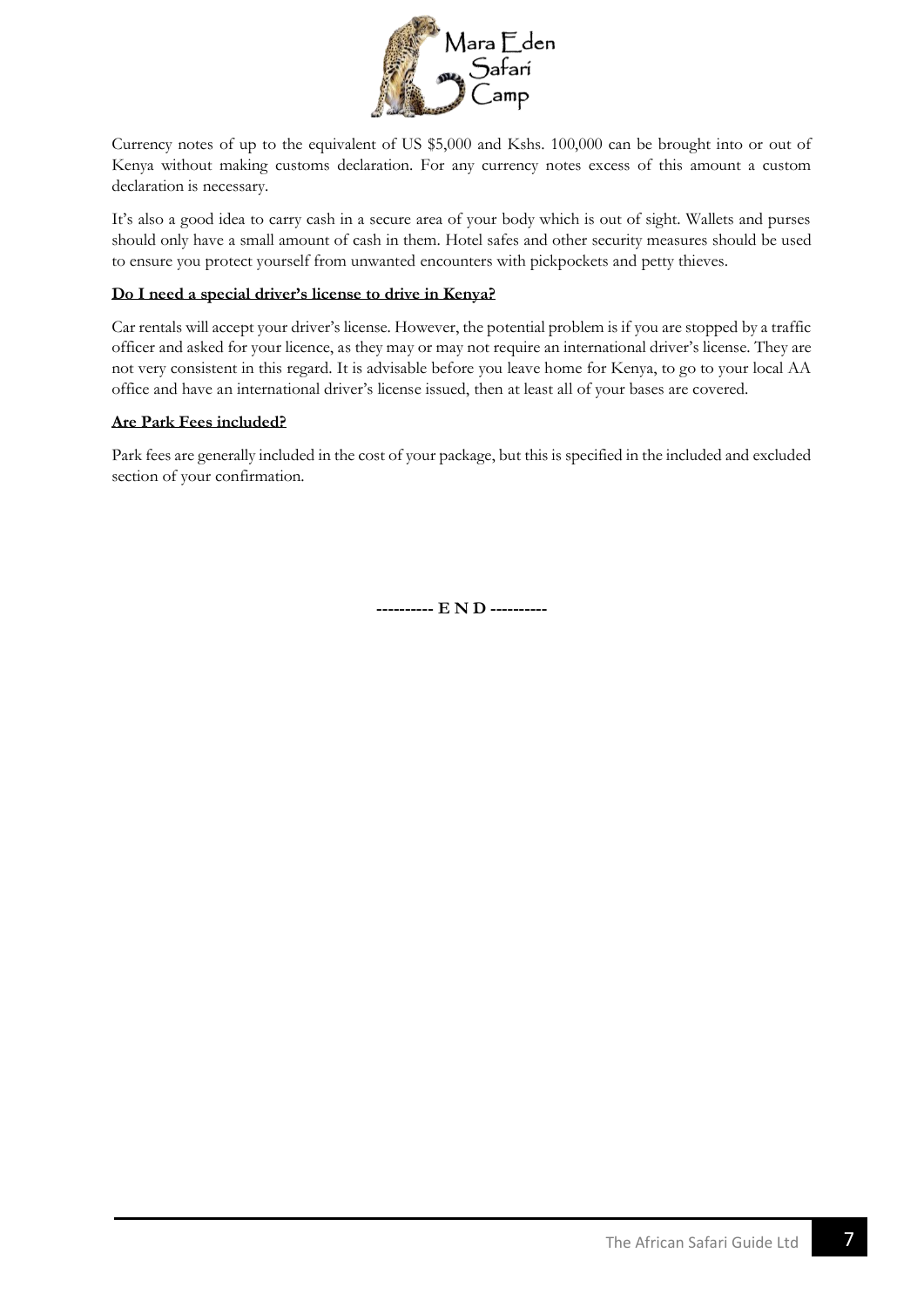Currency notes of up to the equivalent of US $5,000 and Kshs. 100,000 can be brought into or out of Kenya without making customs declaration. For any currency notes excess of this amount a custom declaration is necessary.

It's also a good idea to carry cash in a secure area of your body which is out of sight. Wallets and purses should only have a small amount of cash in them. Hotel safes and other security measures should be used to ensure you protect yourself from unwanted encounters with pickpockets and petty thieves.

**Do I need a special driver's license to drive in Kenya?**

Car rentals will accept your driver's license. However, the potential problem is if you are stopped by a traffic officer and asked for your licence, as they may or may not require an international driver's license. They are not very consistent in this regard. It is advisable before you leave home for Kenya, to go to your local AA office and have an international driver's license issued, then at least all of your bases are covered.

**Are Park Fees included?**

Park fees are generally included in the cost of your package, but this is specified in the included and excluded section of your confirmation.

**---------- E N D ----------**